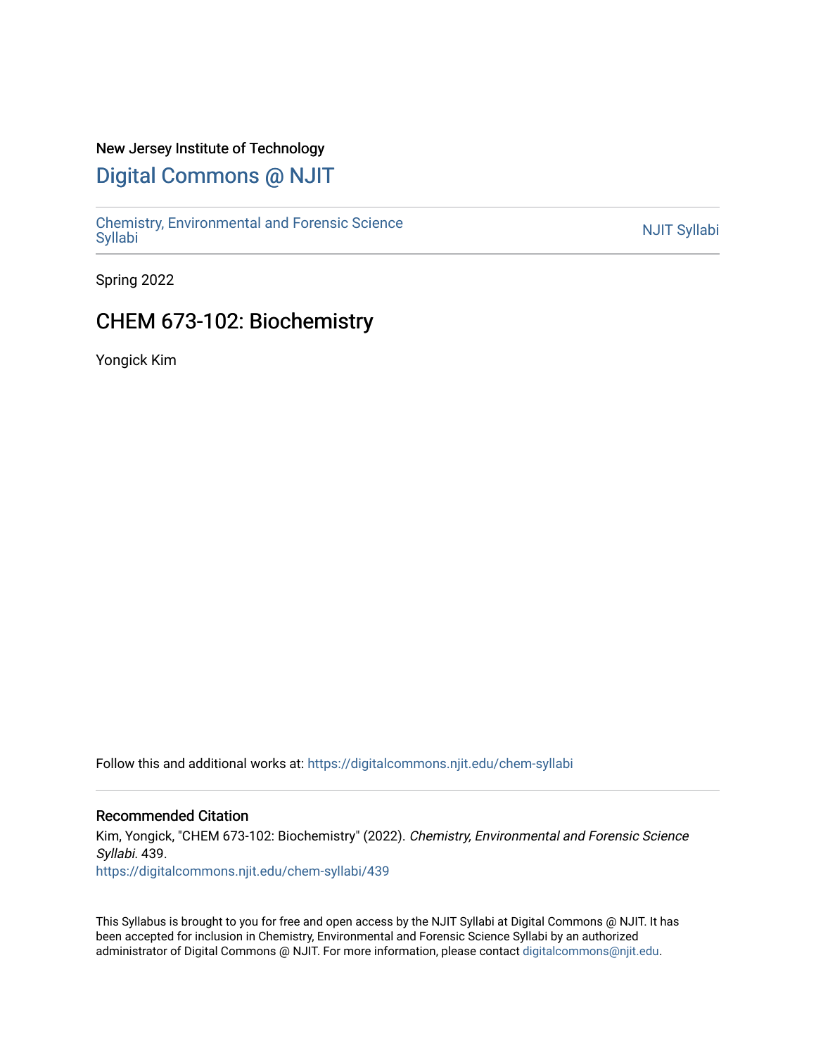New Jersey Institute of Technology

# Digital Commons @ NJIT

Chemistry, Environmental and Forensic Science Syllabi

NJIT Syllabi

Spring 2022

## CHEM 673-102: Biochemistry

Yongick Kim

Follow this and additional works at: https://digitalcommons.njit.edu/chem-syllabi

### Recommended Citation

Kim, Yongick, "CHEM 673-102: Biochemistry" (2022). *Chemistry, Environmental and Forensic Science Syllabi*. 439.
https://digitalcommons.njit.edu/chem-syllabi/439

This Syllabus is brought to you for free and open access by the NJIT Syllabi at Digital Commons @ NJIT. It has been accepted for inclusion in Chemistry, Environmental and Forensic Science Syllabi by an authorized administrator of Digital Commons @ NJIT. For more information, please contact digitalcommons@njit.edu.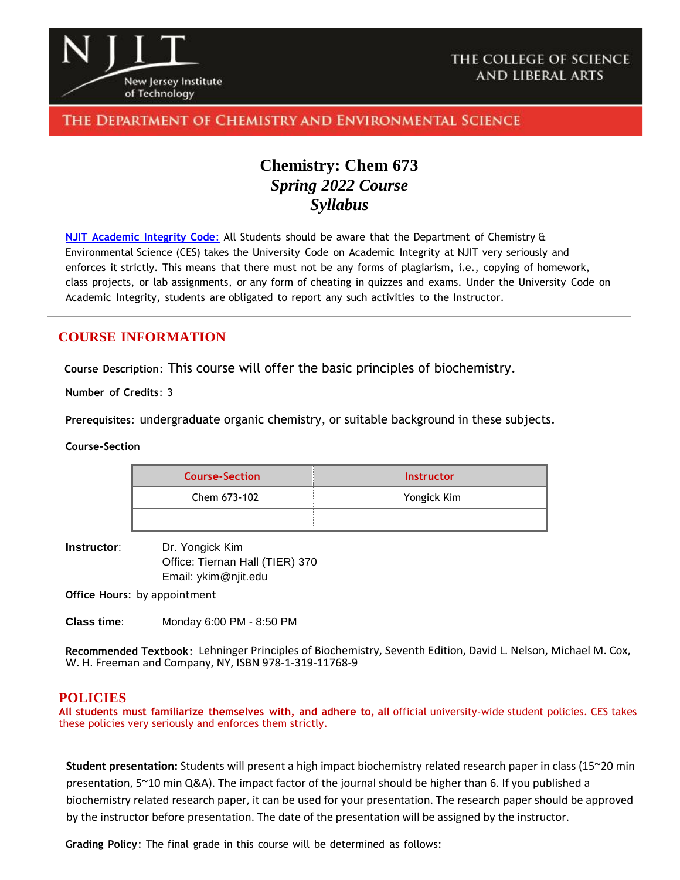THE COLLEGE OF SCIENCE AND LIBERAL ARTS

THE DEPARTMENT OF CHEMISTRY AND ENVIRONMENTAL SCIENCE

# Chemistry: Chem 673
## *Spring 2022 Course Syllabus*

[NJIT Academic Integrity Code:]() All Students should be aware that the Department of Chemistry & Environmental Science (CES) takes the University Code on Academic Integrity at NJIT very seriously and enforces it strictly. This means that there must not be any forms of plagiarism, i.e., copying of homework, class projects, or lab assignments, or any form of cheating in quizzes and exams. Under the University Code on Academic Integrity, students are obligated to report any such activities to the Instructor.

---

## COURSE INFORMATION

**Course Description**: This course will offer the basic principles of biochemistry.

**Number of Credits**: 3

**Prerequisites**: undergraduate organic chemistry, or suitable background in these subjects.

**Course-Section**

| Course-Section | Instructor |
|---|---|
| Chem 673-102 | Yongick Kim |
| | |

**Instructor**: Dr. Yongick Kim
Office: Tiernan Hall (TIER) 370
Email: ykim@njit.edu

**Office Hours**: by appointment

**Class time**: Monday 6:00 PM - 8:50 PM

**Recommended Textbook**: Lehninger Principles of Biochemistry, Seventh Edition, David L. Nelson, Michael M. Cox, W. H. Freeman and Company, NY, ISBN 978-1-319-11768-9

## POLICIES

**All students must familiarize themselves with, and adhere to, all** official university-wide student policies. CES takes these policies very seriously and enforces them strictly.

**Student presentation:** Students will present a high impact biochemistry related research paper in class (15~20 min presentation, 5~10 min Q&A). The impact factor of the journal should be higher than 6. If you published a biochemistry related research paper, it can be used for your presentation. The research paper should be approved by the instructor before presentation. The date of the presentation will be assigned by the instructor.

**Grading Policy**: The final grade in this course will be determined as follows: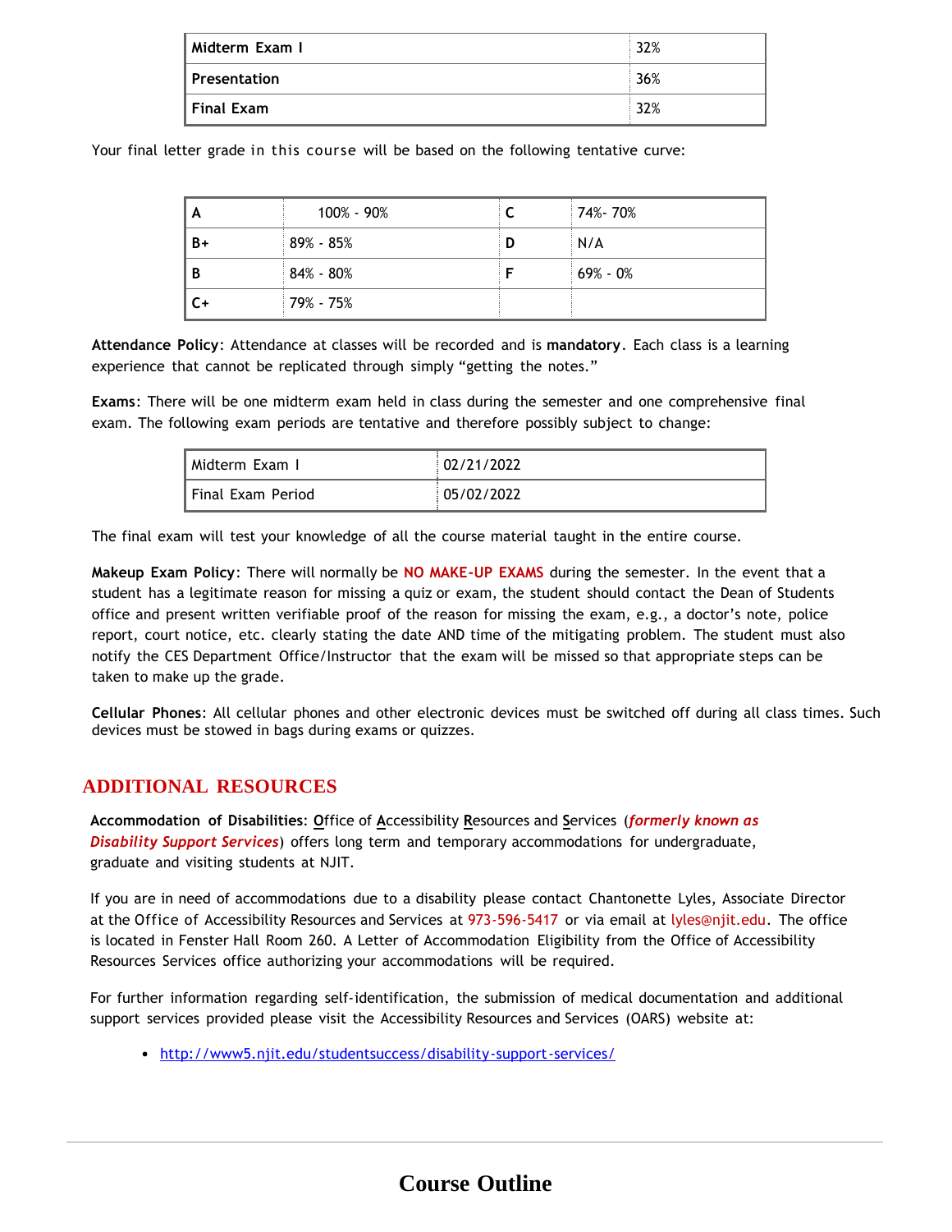| Midterm Exam I | 32% |
| --- | --- |
| Presentation | 36% |
| Final Exam | 32% |

Your final letter grade in this course will be based on the following tentative curve:

| A | 100% - 90% | C | 74%- 70% |
| --- | --- | --- | --- |
| B+ | 89% - 85% | D | N/A |
| B | 84% - 80% | F | 69% - 0% |
| C+ | 79% - 75% | | |

**Attendance Policy**: Attendance at classes will be recorded and is **mandatory**. Each class is a learning experience that cannot be replicated through simply "getting the notes."

**Exams**: There will be one midterm exam held in class during the semester and one comprehensive final exam. The following exam periods are tentative and therefore possibly subject to change:

| Midterm Exam I | 02/21/2022 |
| --- | --- |
| Final Exam Period | 05/02/2022 |

The final exam will test your knowledge of all the course material taught in the entire course.

**Makeup Exam Policy**: There will normally be **NO MAKE-UP EXAMS** during the semester. In the event that a student has a legitimate reason for missing a quiz or exam, the student should contact the Dean of Students office and present written verifiable proof of the reason for missing the exam, e.g., a doctor's note, police report, court notice, etc. clearly stating the date AND time of the mitigating problem. The student must also notify the CES Department Office/Instructor that the exam will be missed so that appropriate steps can be taken to make up the grade.

**Cellular Phones**: All cellular phones and other electronic devices must be switched off during all class times. Such devices must be stowed in bags during exams or quizzes.

## ADDITIONAL RESOURCES

**Accommodation of Disabilities**: Office of Accessibility Resources and Services (***formerly known as Disability Support Services***) offers long term and temporary accommodations for undergraduate, graduate and visiting students at NJIT.

If you are in need of accommodations due to a disability please contact Chantonette Lyles, Associate Director at the Office of Accessibility Resources and Services at 973-596-5417 or via email at lyles@njit.edu. The office is located in Fenster Hall Room 260. A Letter of Accommodation Eligibility from the Office of Accessibility Resources Services office authorizing your accommodations will be required.

For further information regarding self-identification, the submission of medical documentation and additional support services provided please visit the Accessibility Resources and Services (OARS) website at:

- http://www5.njit.edu/studentsuccess/disability-support-services/

## Course Outline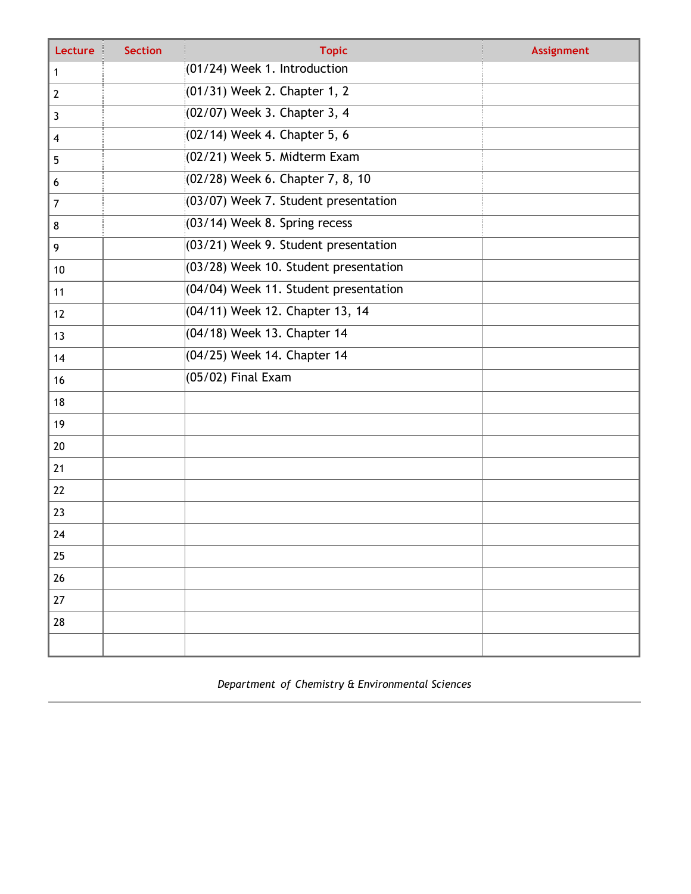| Lecture | Section | Topic | Assignment |
|---|---|---|---|
| 1 | | (01/24) Week 1. Introduction | |
| 2 | | (01/31) Week 2. Chapter 1, 2 | |
| 3 | | (02/07) Week 3. Chapter 3, 4 | |
| 4 | | (02/14) Week 4. Chapter 5, 6 | |
| 5 | | (02/21) Week 5. Midterm Exam | |
| 6 | | (02/28) Week 6. Chapter 7, 8, 10 | |
| 7 | | (03/07) Week 7. Student presentation | |
| 8 | | (03/14) Week 8. Spring recess | |
| 9 | | (03/21) Week 9. Student presentation | |
| 10 | | (03/28) Week 10. Student presentation | |
| 11 | | (04/04) Week 11. Student presentation | |
| 12 | | (04/11) Week 12. Chapter 13, 14 | |
| 13 | | (04/18) Week 13. Chapter 14 | |
| 14 | | (04/25) Week 14. Chapter 14 | |
| 16 | | (05/02) Final Exam | |
| 18 | | | |
| 19 | | | |
| 20 | | | |
| 21 | | | |
| 22 | | | |
| 23 | | | |
| 24 | | | |
| 25 | | | |
| 26 | | | |
| 27 | | | |
| 28 | | | |
| | | | |

*Department of Chemistry & Environmental Sciences*